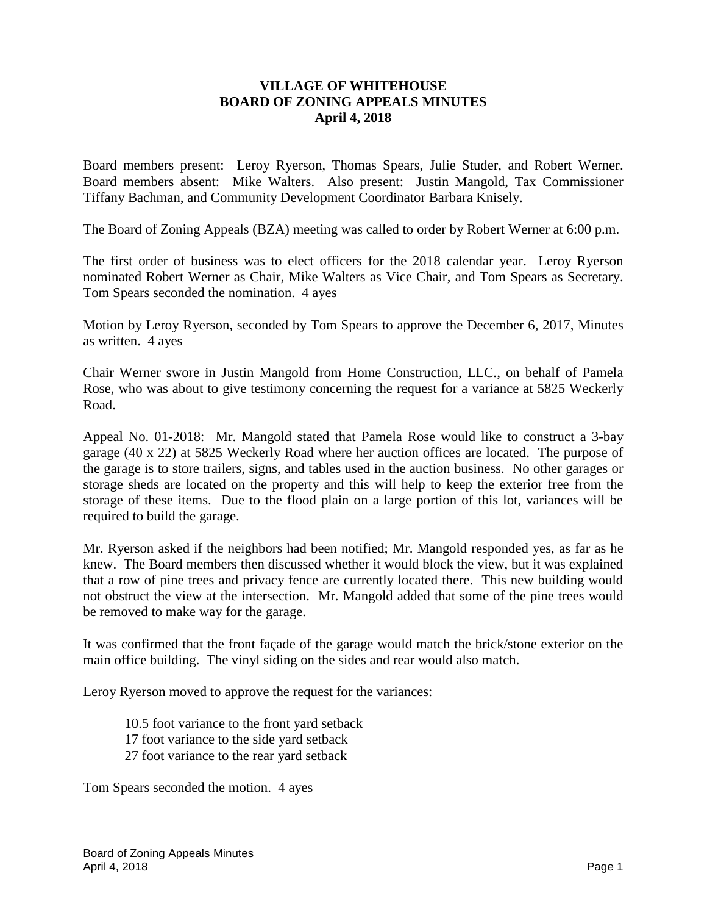# VILLAGE OF WHITEHOUSE
## BOARD OF ZONING APPEALS MINUTES
### April 4, 2018

Board members present: Leroy Ryerson, Thomas Spears, Julie Studer, and Robert Werner. Board members absent: Mike Walters. Also present: Justin Mangold, Tax Commissioner Tiffany Bachman, and Community Development Coordinator Barbara Knisely.

The Board of Zoning Appeals (BZA) meeting was called to order by Robert Werner at 6:00 p.m.

The first order of business was to elect officers for the 2018 calendar year. Leroy Ryerson nominated Robert Werner as Chair, Mike Walters as Vice Chair, and Tom Spears as Secretary. Tom Spears seconded the nomination. 4 ayes

Motion by Leroy Ryerson, seconded by Tom Spears to approve the December 6, 2017, Minutes as written. 4 ayes

Chair Werner swore in Justin Mangold from Home Construction, LLC., on behalf of Pamela Rose, who was about to give testimony concerning the request for a variance at 5825 Weckerly Road.

Appeal No. 01-2018: Mr. Mangold stated that Pamela Rose would like to construct a 3-bay garage (40 x 22) at 5825 Weckerly Road where her auction offices are located. The purpose of the garage is to store trailers, signs, and tables used in the auction business. No other garages or storage sheds are located on the property and this will help to keep the exterior free from the storage of these items. Due to the flood plain on a large portion of this lot, variances will be required to build the garage.

Mr. Ryerson asked if the neighbors had been notified; Mr. Mangold responded yes, as far as he knew. The Board members then discussed whether it would block the view, but it was explained that a row of pine trees and privacy fence are currently located there. This new building would not obstruct the view at the intersection. Mr. Mangold added that some of the pine trees would be removed to make way for the garage.

It was confirmed that the front façade of the garage would match the brick/stone exterior on the main office building. The vinyl siding on the sides and rear would also match.

Leroy Ryerson moved to approve the request for the variances:

10.5 foot variance to the front yard setback
17 foot variance to the side yard setback
27 foot variance to the rear yard setback

Tom Spears seconded the motion. 4 ayes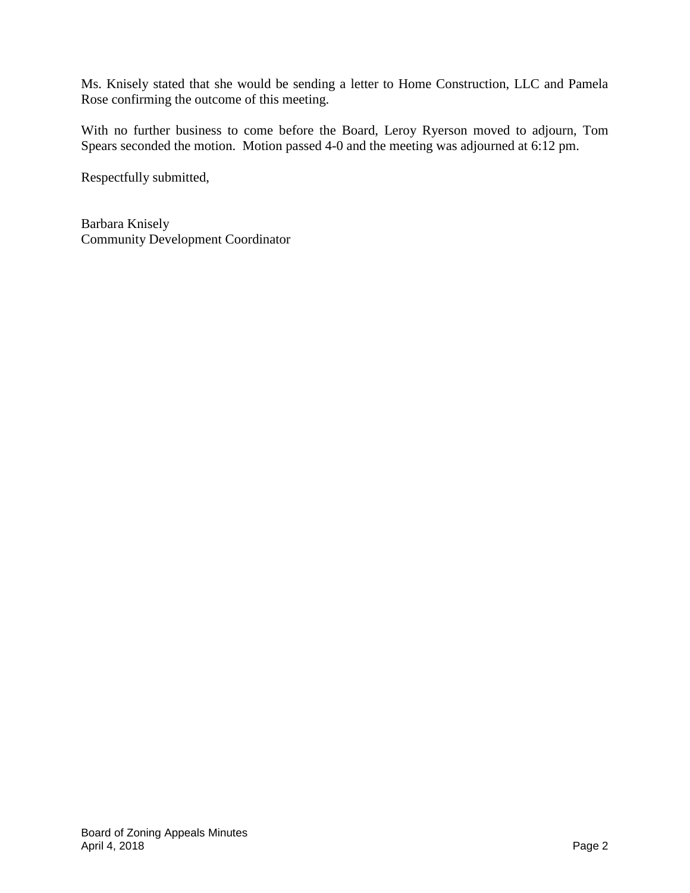Ms. Knisely stated that she would be sending a letter to Home Construction, LLC and Pamela Rose confirming the outcome of this meeting.

With no further business to come before the Board, Leroy Ryerson moved to adjourn, Tom Spears seconded the motion. Motion passed 4-0 and the meeting was adjourned at 6:12 pm.

Respectfully submitted,

Barbara Knisely
Community Development Coordinator